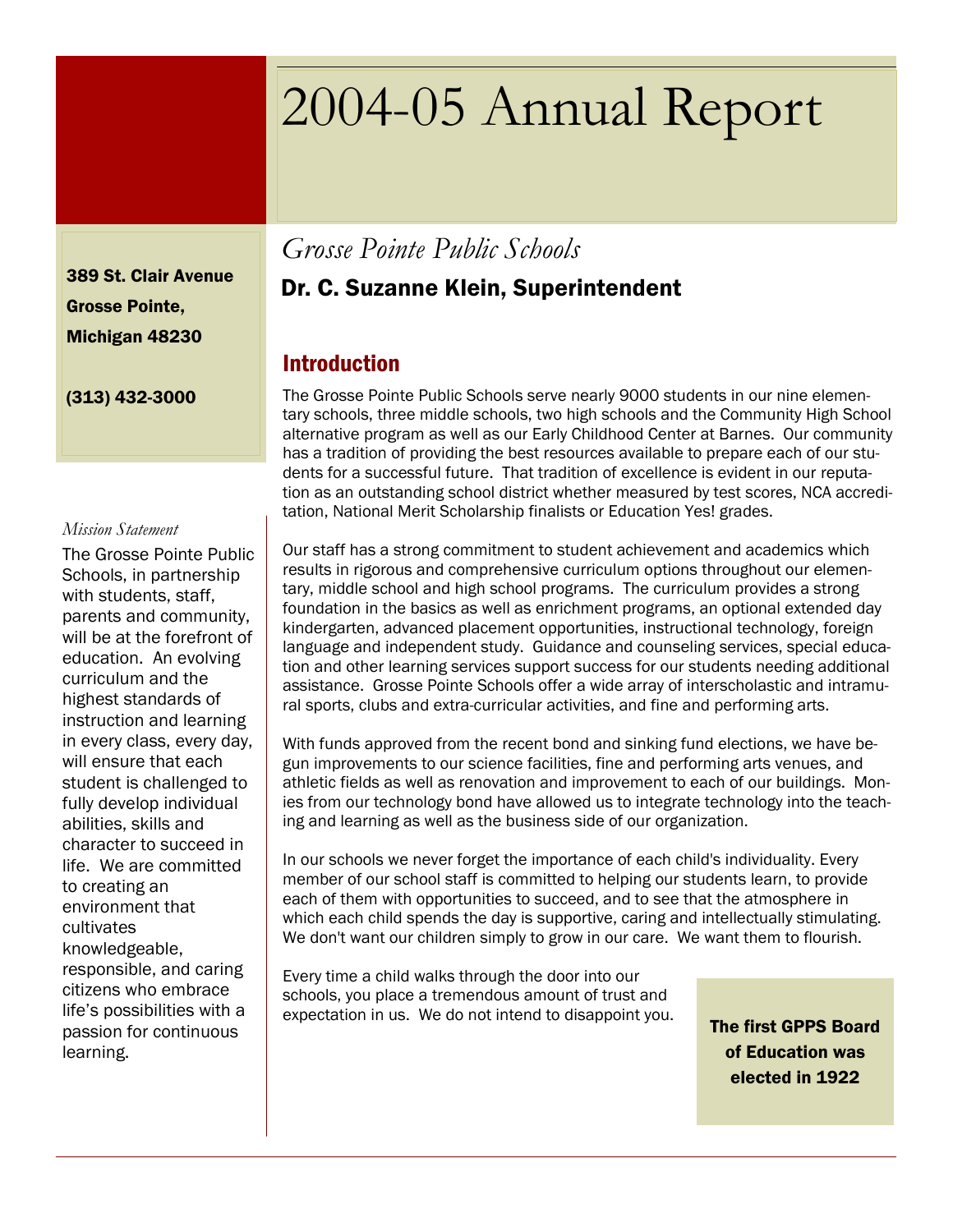# 2004-05 Annual Report

*Grosse Pointe Public Schools*

**Dr. C. Suzanne Klein, Superintendent**

389 St. Clair Avenue
Grosse Pointe,
Michigan 48230

(313) 432-3000

*Mission Statement*

The Grosse Pointe Public Schools, in partnership with students, staff, parents and community, will be at the forefront of education. An evolving curriculum and the highest standards of instruction and learning in every class, every day, will ensure that each student is challenged to fully develop individual abilities, skills and character to succeed in life. We are committed to creating an environment that cultivates knowledgeable, responsible, and caring citizens who embrace life's possibilities with a passion for continuous learning.

## Introduction

The Grosse Pointe Public Schools serve nearly 9000 students in our nine elementary schools, three middle schools, two high schools and the Community High School alternative program as well as our Early Childhood Center at Barnes. Our community has a tradition of providing the best resources available to prepare each of our students for a successful future. That tradition of excellence is evident in our reputation as an outstanding school district whether measured by test scores, NCA accreditation, National Merit Scholarship finalists or Education Yes! grades.

Our staff has a strong commitment to student achievement and academics which results in rigorous and comprehensive curriculum options throughout our elementary, middle school and high school programs. The curriculum provides a strong foundation in the basics as well as enrichment programs, an optional extended day kindergarten, advanced placement opportunities, instructional technology, foreign language and independent study. Guidance and counseling services, special education and other learning services support success for our students needing additional assistance. Grosse Pointe Schools offer a wide array of interscholastic and intramural sports, clubs and extra-curricular activities, and fine and performing arts.

With funds approved from the recent bond and sinking fund elections, we have begun improvements to our science facilities, fine and performing arts venues, and athletic fields as well as renovation and improvement to each of our buildings. Monies from our technology bond have allowed us to integrate technology into the teaching and learning as well as the business side of our organization.

In our schools we never forget the importance of each child's individuality. Every member of our school staff is committed to helping our students learn, to provide each of them with opportunities to succeed, and to see that the atmosphere in which each child spends the day is supportive, caring and intellectually stimulating. We don't want our children simply to grow in our care. We want them to flourish.

Every time a child walks through the door into our schools, you place a tremendous amount of trust and expectation in us. We do not intend to disappoint you.

**The first GPPS Board of Education was elected in 1922**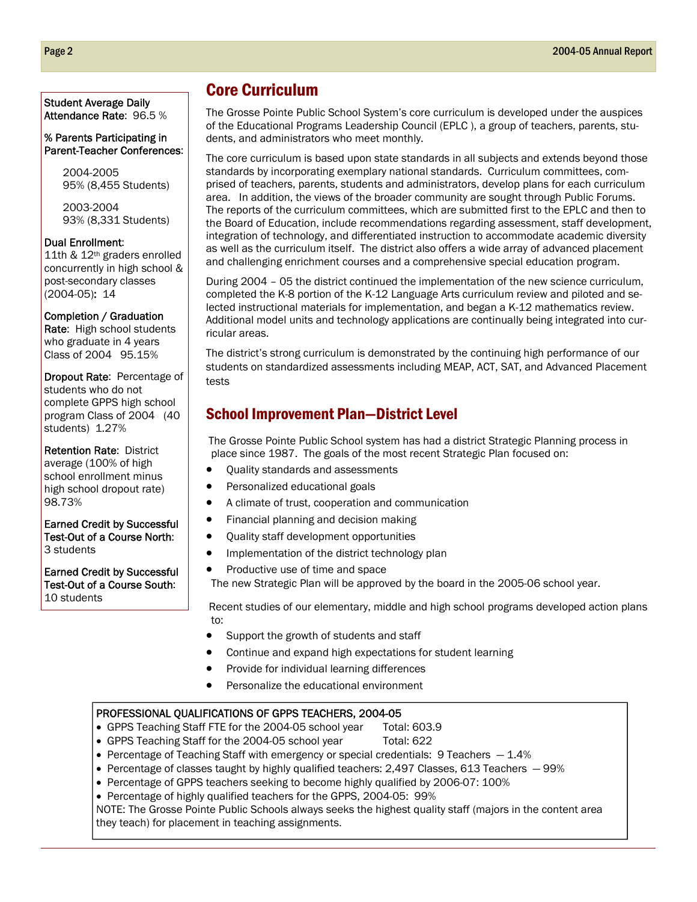**Student Average Daily Attendance Rate:** 96.5 %

**% Parents Participating in Parent-Teacher Conferences:**

2004-2005
95% (8,455 Students)

2003-2004
93% (8,331 Students)

**Dual Enrollment:**
11th & 12th graders enrolled concurrently in high school & post-secondary classes (2004-05)**:** 14

**Completion / Graduation Rate:** High school students who graduate in 4 years Class of 2004 95.15%

**Dropout Rate:** Percentage of students who do not complete GPPS high school program Class of 2004 (40 students) 1.27%

**Retention Rate:** District average (100% of high school enrollment minus high school dropout rate) 98.73%

**Earned Credit by Successful Test-Out of a Course North:** 3 students

**Earned Credit by Successful Test-Out of a Course South:** 10 students

## Core Curriculum

The Grosse Pointe Public School System's core curriculum is developed under the auspices of the Educational Programs Leadership Council (EPLC ), a group of teachers, parents, students, and administrators who meet monthly.

The core curriculum is based upon state standards in all subjects and extends beyond those standards by incorporating exemplary national standards. Curriculum committees, comprised of teachers, parents, students and administrators, develop plans for each curriculum area. In addition, the views of the broader community are sought through Public Forums. The reports of the curriculum committees, which are submitted first to the EPLC and then to the Board of Education, include recommendations regarding assessment, staff development, integration of technology, and differentiated instruction to accommodate academic diversity as well as the curriculum itself. The district also offers a wide array of advanced placement and challenging enrichment courses and a comprehensive special education program.

During 2004 – 05 the district continued the implementation of the new science curriculum, completed the K-8 portion of the K-12 Language Arts curriculum review and piloted and selected instructional materials for implementation, and began a K-12 mathematics review. Additional model units and technology applications are continually being integrated into curricular areas.

The district's strong curriculum is demonstrated by the continuing high performance of our students on standardized assessments including MEAP, ACT, SAT, and Advanced Placement tests

## School Improvement Plan—District Level

The Grosse Pointe Public School system has had a district Strategic Planning process in place since 1987. The goals of the most recent Strategic Plan focused on:

- Quality standards and assessments
- Personalized educational goals
- A climate of trust, cooperation and communication
- Financial planning and decision making
- Quality staff development opportunities
- Implementation of the district technology plan
- Productive use of time and space

The new Strategic Plan will be approved by the board in the 2005-06 school year.

Recent studies of our elementary, middle and high school programs developed action plans to:

- Support the growth of students and staff
- Continue and expand high expectations for student learning
- Provide for individual learning differences
- Personalize the educational environment

**PROFESSIONAL QUALIFICATIONS OF GPPS TEACHERS, 2004-05**

- GPPS Teaching Staff FTE for the 2004-05 school year Total: 603.9
- GPPS Teaching Staff for the 2004-05 school year Total: 622
- Percentage of Teaching Staff with emergency or special credentials: 9 Teachers — 1.4%
- Percentage of classes taught by highly qualified teachers: 2,497 Classes, 613 Teachers — 99%
- Percentage of GPPS teachers seeking to become highly qualified by 2006-07: 100%
- Percentage of highly qualified teachers for the GPPS, 2004-05: 99%

NOTE: The Grosse Pointe Public Schools always seeks the highest quality staff (majors in the content area they teach) for placement in teaching assignments.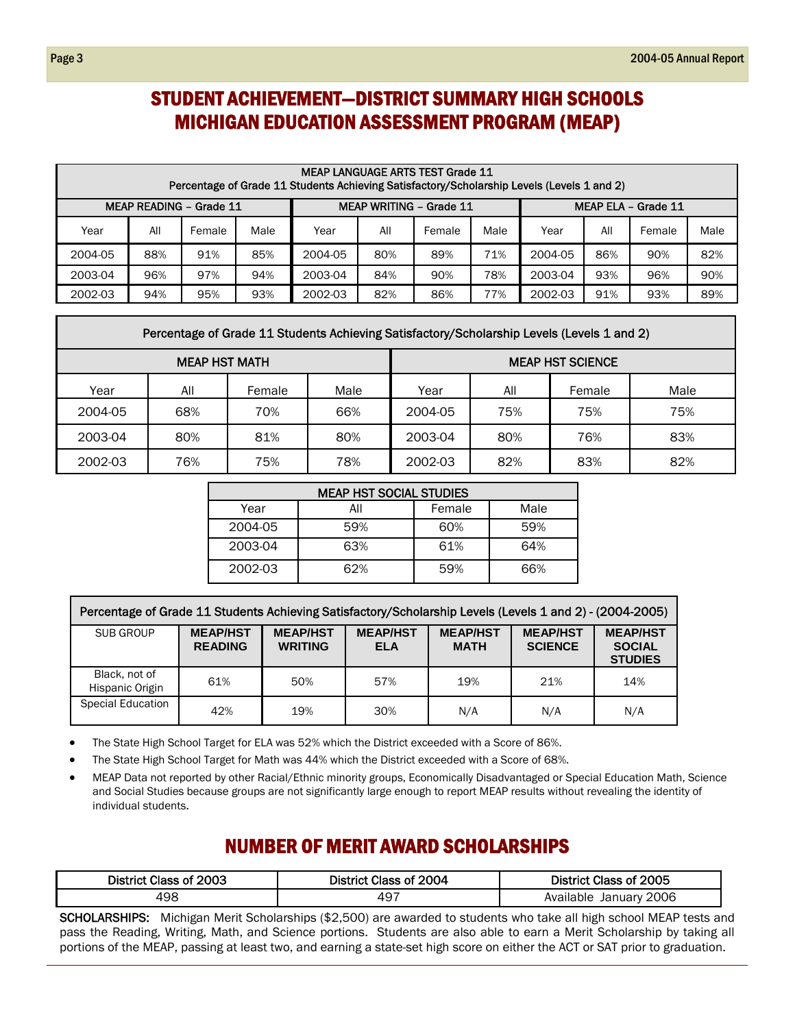# STUDENT ACHIEVEMENT—DISTRICT SUMMARY HIGH SCHOOLS MICHIGAN EDUCATION ASSESSMENT PROGRAM (MEAP)

| MEAP LANGUAGE ARTS TEST Grade 11 Percentage of Grade 11 Students Achieving Satisfactory/Scholarship Levels (Levels 1 and 2) | | | | | | | | | | | |
|---|---|---|---|---|---|---|---|---|---|---|---|
| MEAP READING – Grade 11 | | | | MEAP WRITING – Grade 11 | | | | MEAP ELA – Grade 11 | | | |
| Year | All | Female | Male | Year | All | Female | Male | Year | All | Female | Male |
| 2004-05 | 88% | 91% | 85% | 2004-05 | 80% | 89% | 71% | 2004-05 | 86% | 90% | 82% |
| 2003-04 | 96% | 97% | 94% | 2003-04 | 84% | 90% | 78% | 2003-04 | 93% | 96% | 90% |
| 2002-03 | 94% | 95% | 93% | 2002-03 | 82% | 86% | 77% | 2002-03 | 91% | 93% | 89% |

| Percentage of Grade 11 Students Achieving Satisfactory/Scholarship Levels (Levels 1 and 2) | | | | | | | |
|---|---|---|---|---|---|---|---|
| MEAP HST MATH | | | | MEAP HST SCIENCE | | | |
| Year | All | Female | Male | Year | All | Female | Male |
| 2004-05 | 68% | 70% | 66% | 2004-05 | 75% | 75% | 75% |
| 2003-04 | 80% | 81% | 80% | 2003-04 | 80% | 76% | 83% |
| 2002-03 | 76% | 75% | 78% | 2002-03 | 82% | 83% | 82% |

| MEAP HST SOCIAL STUDIES | | | |
|---|---|---|---|
| Year | All | Female | Male |
| 2004-05 | 59% | 60% | 59% |
| 2003-04 | 63% | 61% | 64% |
| 2002-03 | 62% | 59% | 66% |

| Percentage of Grade 11 Students Achieving Satisfactory/Scholarship Levels (Levels 1 and 2) - (2004-2005) | | | | | | |
|---|---|---|---|---|---|---|
| SUB GROUP | MEAP/HST READING | MEAP/HST WRITING | MEAP/HST ELA | MEAP/HST MATH | MEAP/HST SCIENCE | MEAP/HST SOCIAL STUDIES |
| Black, not of Hispanic Origin | 61% | 50% | 57% | 19% | 21% | 14% |
| Special Education | 42% | 19% | 30% | N/A | N/A | N/A |

- The State High School Target for ELA was 52% which the District exceeded with a Score of 86%.
- The State High School Target for Math was 44% which the District exceeded with a Score of 68%.
- MEAP Data not reported by other Racial/Ethnic minority groups, Economically Disadvantaged or Special Education Math, Science and Social Studies because groups are not significantly large enough to report MEAP results without revealing the identity of individual students.

# NUMBER OF MERIT AWARD SCHOLARSHIPS

| District Class of 2003 | District Class of 2004 | District Class of 2005 |
|---|---|---|
| 498 | 497 | Available January 2006 |

**SCHOLARSHIPS:** Michigan Merit Scholarships ($2,500) are awarded to students who take all high school MEAP tests and pass the Reading, Writing, Math, and Science portions. Students are also able to earn a Merit Scholarship by taking all portions of the MEAP, passing at least two, and earning a state-set high score on either the ACT or SAT prior to graduation.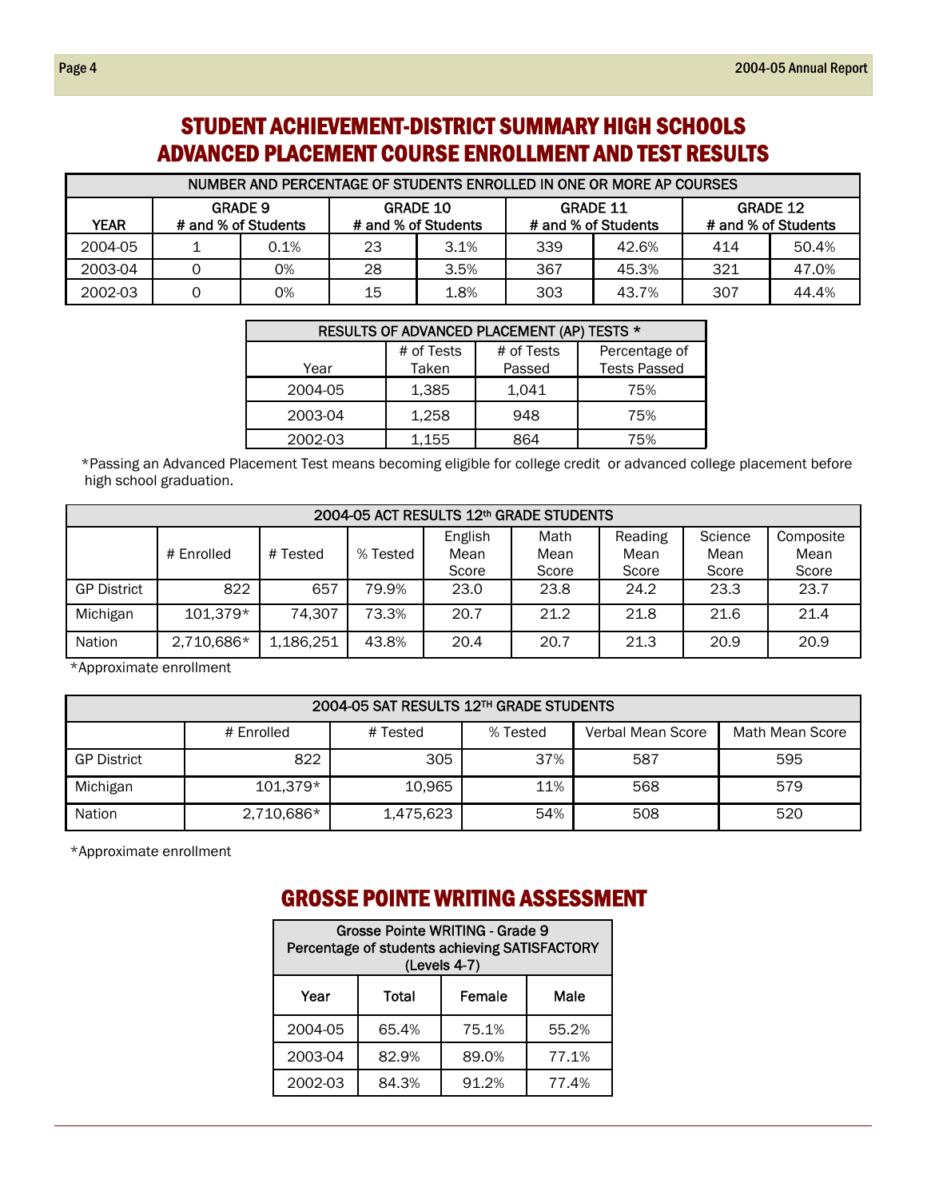# STUDENT ACHIEVEMENT-DISTRICT SUMMARY HIGH SCHOOLS
# ADVANCED PLACEMENT COURSE ENROLLMENT AND TEST RESULTS

| NUMBER AND PERCENTAGE OF STUDENTS ENROLLED IN ONE OR MORE AP COURSES | | | | | | | | |
|---|---|---|---|---|---|---|---|---|
| YEAR | GRADE 9 # and % of Students | | GRADE 10 # and % of Students | | GRADE 11 # and % of Students | | GRADE 12 # and % of Students | |
| 2004-05 | 1 | 0.1% | 23 | 3.1% | 339 | 42.6% | 414 | 50.4% |
| 2003-04 | 0 | 0% | 28 | 3.5% | 367 | 45.3% | 321 | 47.0% |
| 2002-03 | 0 | 0% | 15 | 1.8% | 303 | 43.7% | 307 | 44.4% |

| RESULTS OF ADVANCED PLACEMENT (AP) TESTS * | | | |
|---|---|---|---|
| Year | # of Tests Taken | # of Tests Passed | Percentage of Tests Passed |
| 2004-05 | 1,385 | 1,041 | 75% |
| 2003-04 | 1,258 | 948 | 75% |
| 2002-03 | 1,155 | 864 | 75% |

*Passing an Advanced Placement Test means becoming eligible for college credit or advanced college placement before high school graduation.

| 2004-05 ACT RESULTS 12th GRADE STUDENTS | | | | | | | | |
|---|---|---|---|---|---|---|---|---|
| | # Enrolled | # Tested | % Tested | English Mean Score | Math Mean Score | Reading Mean Score | Science Mean Score | Composite Mean Score |
| GP District | 822 | 657 | 79.9% | 23.0 | 23.8 | 24.2 | 23.3 | 23.7 |
| Michigan | 101,379* | 74,307 | 73.3% | 20.7 | 21.2 | 21.8 | 21.6 | 21.4 |
| Nation | 2,710,686* | 1,186,251 | 43.8% | 20.4 | 20.7 | 21.3 | 20.9 | 20.9 |

*Approximate enrollment

| 2004-05 SAT RESULTS 12TH GRADE STUDENTS | | | | | |
|---|---|---|---|---|---|
| | # Enrolled | # Tested | % Tested | Verbal Mean Score | Math Mean Score |
| GP District | 822 | 305 | 37% | 587 | 595 |
| Michigan | 101,379* | 10,965 | 11% | 568 | 579 |
| Nation | 2,710,686* | 1,475,623 | 54% | 508 | 520 |

*Approximate enrollment

# GROSSE POINTE WRITING ASSESSMENT

| Grosse Pointe WRITING - Grade 9 Percentage of students achieving SATISFACTORY (Levels 4-7) | | | |
|---|---|---|---|
| Year | Total | Female | Male |
| 2004-05 | 65.4% | 75.1% | 55.2% |
| 2003-04 | 82.9% | 89.0% | 77.1% |
| 2002-03 | 84.3% | 91.2% | 77.4% |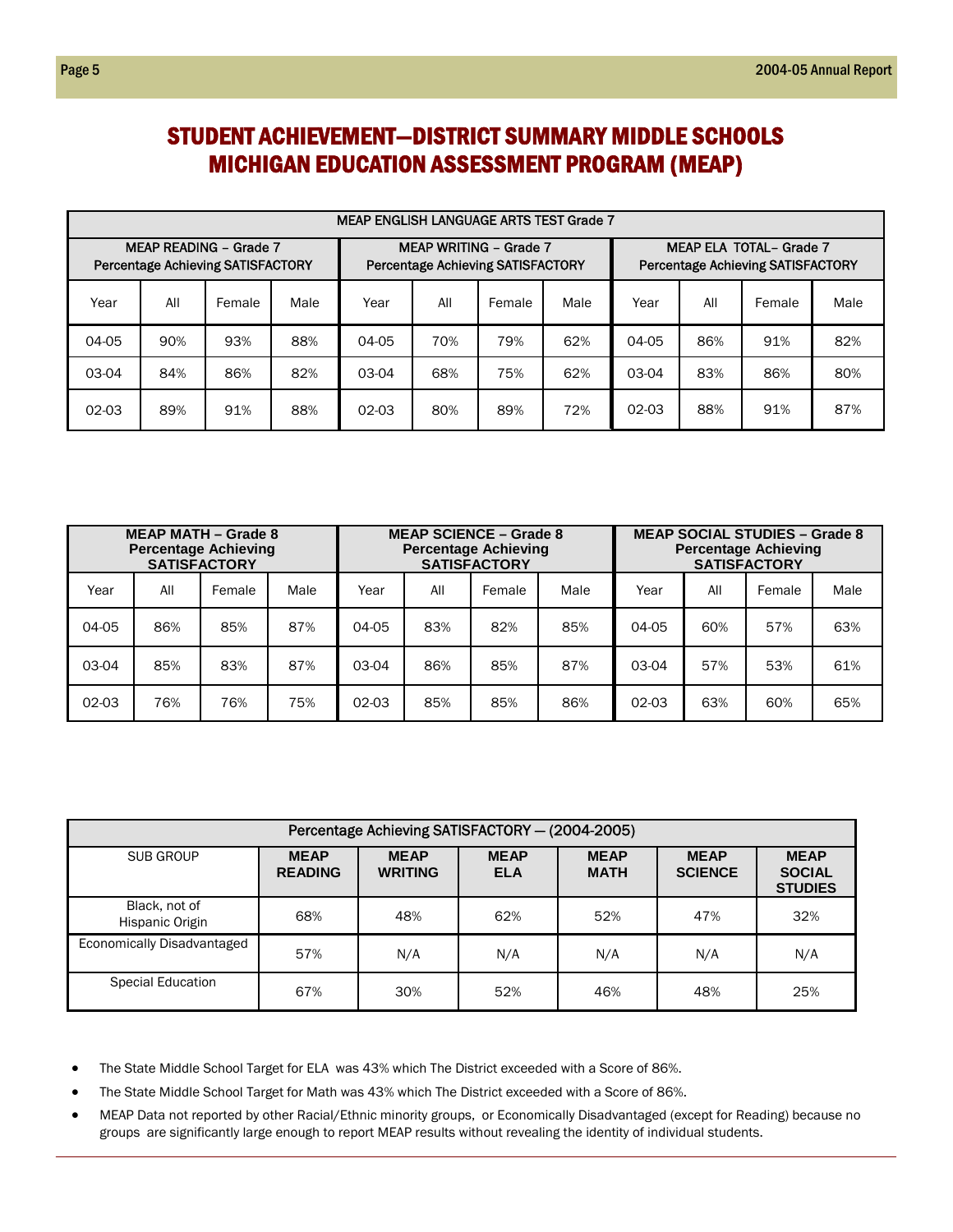# STUDENT ACHIEVEMENT—DISTRICT SUMMARY MIDDLE SCHOOLS MICHIGAN EDUCATION ASSESSMENT PROGRAM (MEAP)

| MEAP ENGLISH LANGUAGE ARTS TEST Grade 7 | | | | | | | | | | | |
|---|---|---|---|---|---|---|---|---|---|---|---|
| MEAP READING – Grade 7 Percentage Achieving SATISFACTORY | | | | MEAP WRITING – Grade 7 Percentage Achieving SATISFACTORY | | | | MEAP ELA TOTAL– Grade 7 Percentage Achieving SATISFACTORY | | | |
| Year | All | Female | Male | Year | All | Female | Male | Year | All | Female | Male |
| 04-05 | 90% | 93% | 88% | 04-05 | 70% | 79% | 62% | 04-05 | 86% | 91% | 82% |
| 03-04 | 84% | 86% | 82% | 03-04 | 68% | 75% | 62% | 03-04 | 83% | 86% | 80% |
| 02-03 | 89% | 91% | 88% | 02-03 | 80% | 89% | 72% | 02-03 | 88% | 91% | 87% |

| MEAP MATH – Grade 8 Percentage Achieving SATISFACTORY | | | | MEAP SCIENCE – Grade 8 Percentage Achieving SATISFACTORY | | | | MEAP SOCIAL STUDIES – Grade 8 Percentage Achieving SATISFACTORY | | | |
|---|---|---|---|---|---|---|---|---|---|---|---|
| Year | All | Female | Male | Year | All | Female | Male | Year | All | Female | Male |
| 04-05 | 86% | 85% | 87% | 04-05 | 83% | 82% | 85% | 04-05 | 60% | 57% | 63% |
| 03-04 | 85% | 83% | 87% | 03-04 | 86% | 85% | 87% | 03-04 | 57% | 53% | 61% |
| 02-03 | 76% | 76% | 75% | 02-03 | 85% | 85% | 86% | 02-03 | 63% | 60% | 65% |

| Percentage Achieving SATISFACTORY — (2004-2005) | | | | | | |
|---|---|---|---|---|---|---|
| SUB GROUP | MEAP READING | MEAP WRITING | MEAP ELA | MEAP MATH | MEAP SCIENCE | MEAP SOCIAL STUDIES |
| Black, not of Hispanic Origin | 68% | 48% | 62% | 52% | 47% | 32% |
| Economically Disadvantaged | 57% | N/A | N/A | N/A | N/A | N/A |
| Special Education | 67% | 30% | 52% | 46% | 48% | 25% |

- The State Middle School Target for ELA was 43% which The District exceeded with a Score of 86%.
- The State Middle School Target for Math was 43% which The District exceeded with a Score of 86%.
- MEAP Data not reported by other Racial/Ethnic minority groups, or Economically Disadvantaged (except for Reading) because no groups are significantly large enough to report MEAP results without revealing the identity of individual students.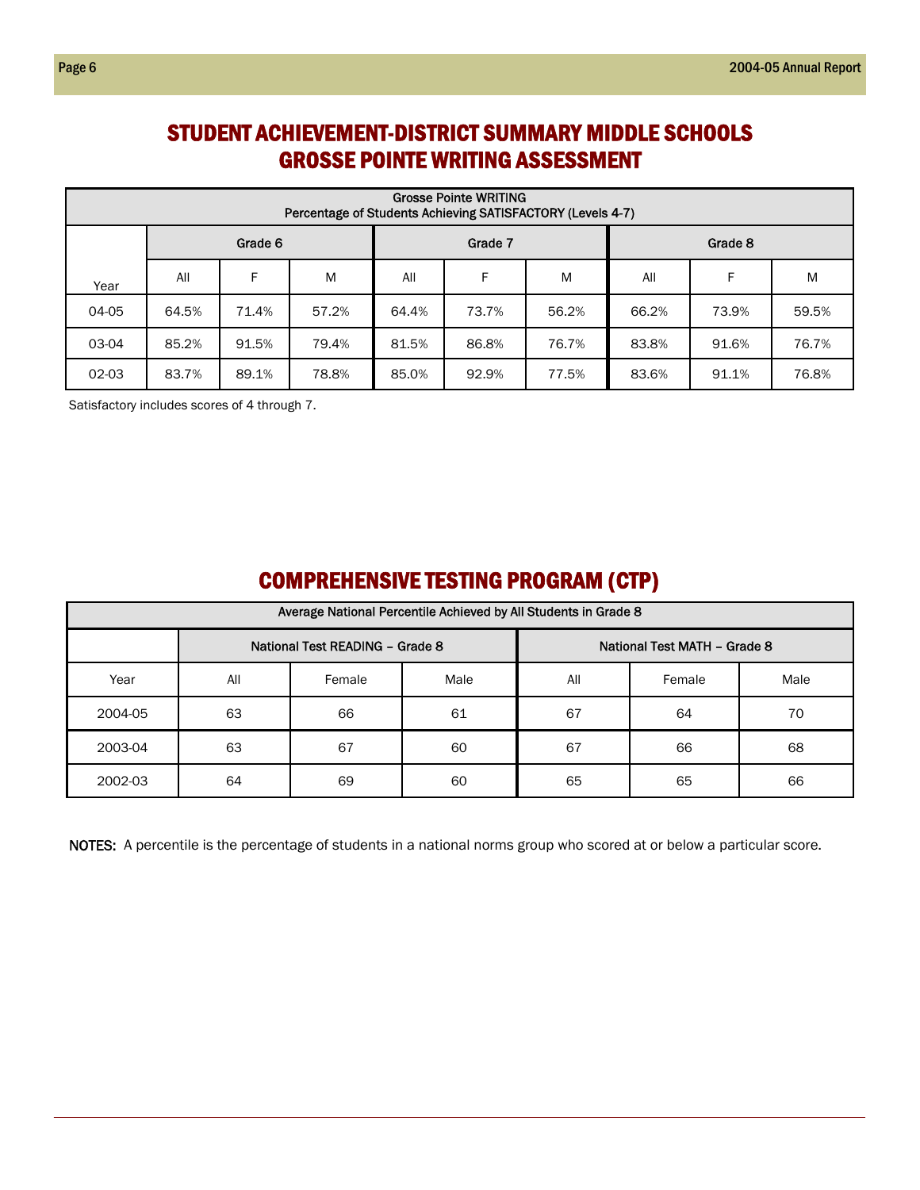# STUDENT ACHIEVEMENT-DISTRICT SUMMARY MIDDLE SCHOOLS GROSSE POINTE WRITING ASSESSMENT

| Grosse Pointe WRITING Percentage of Students Achieving SATISFACTORY (Levels 4-7) | | | | | | | | | |
|---|---|---|---|---|---|---|---|---|---|
| | Grade 6 | | | Grade 7 | | | Grade 8 | | |
| Year | All | F | M | All | F | M | All | F | M |
| 04-05 | 64.5% | 71.4% | 57.2% | 64.4% | 73.7% | 56.2% | 66.2% | 73.9% | 59.5% |
| 03-04 | 85.2% | 91.5% | 79.4% | 81.5% | 86.8% | 76.7% | 83.8% | 91.6% | 76.7% |
| 02-03 | 83.7% | 89.1% | 78.8% | 85.0% | 92.9% | 77.5% | 83.6% | 91.1% | 76.8% |

Satisfactory includes scores of 4 through 7.

# COMPREHENSIVE TESTING PROGRAM (CTP)

| Average National Percentile Achieved by All Students in Grade 8 | | | | | | |
|---|---|---|---|---|---|---|
| | National Test READING – Grade 8 | | | National Test MATH – Grade 8 | | |
| Year | All | Female | Male | All | Female | Male |
| 2004-05 | 63 | 66 | 61 | 67 | 64 | 70 |
| 2003-04 | 63 | 67 | 60 | 67 | 66 | 68 |
| 2002-03 | 64 | 69 | 60 | 65 | 65 | 66 |

**NOTES:** A percentile is the percentage of students in a national norms group who scored at or below a particular score.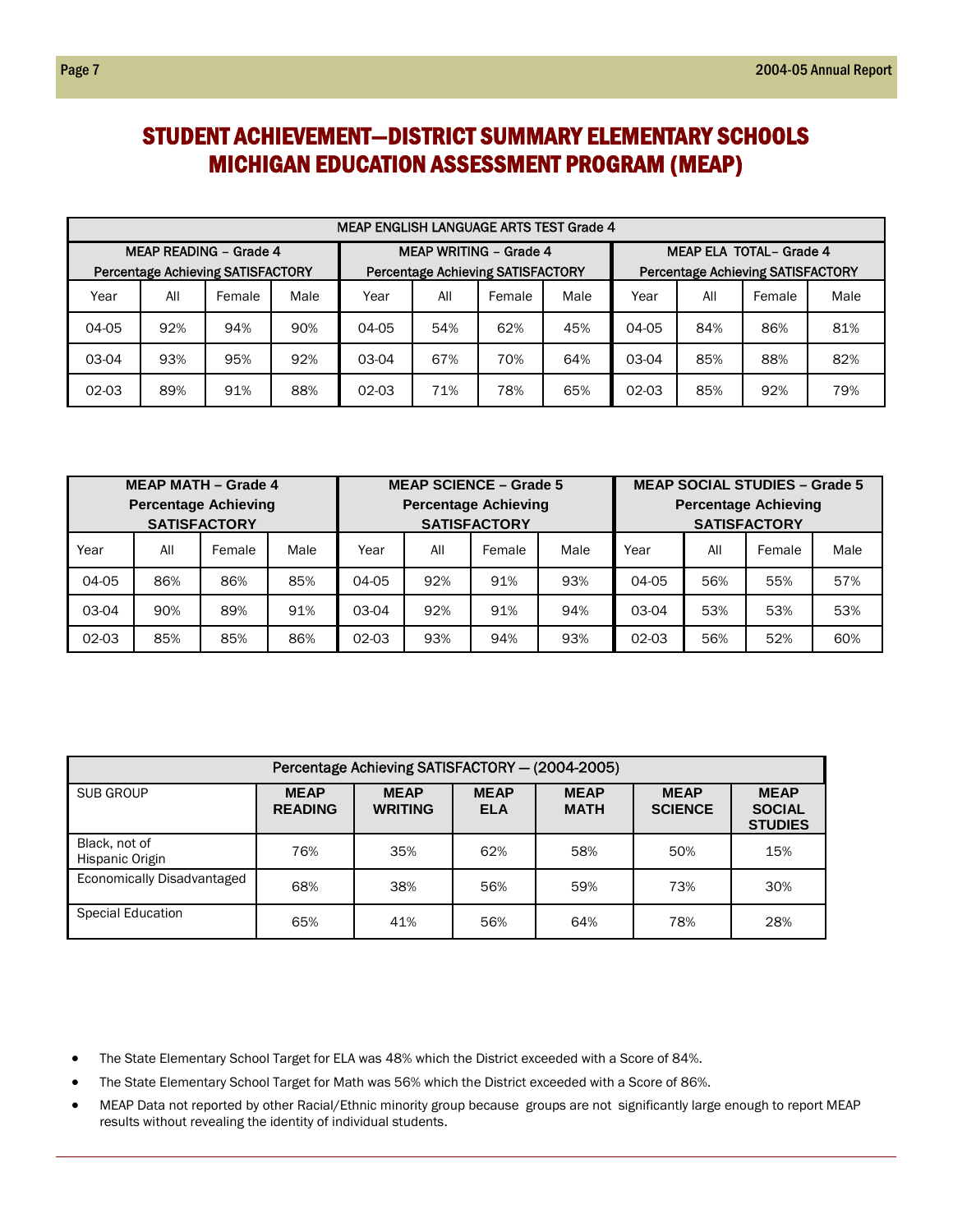# STUDENT ACHIEVEMENT—DISTRICT SUMMARY ELEMENTARY SCHOOLS MICHIGAN EDUCATION ASSESSMENT PROGRAM (MEAP)

| MEAP ENGLISH LANGUAGE ARTS TEST Grade 4 | | | | | | | | | | | |
|---|---|---|---|---|---|---|---|---|---|---|---|
| MEAP READING – Grade 4 Percentage Achieving SATISFACTORY | | | | MEAP WRITING – Grade 4 Percentage Achieving SATISFACTORY | | | | MEAP ELA TOTAL– Grade 4 Percentage Achieving SATISFACTORY | | | |
| Year | All | Female | Male | Year | All | Female | Male | Year | All | Female | Male |
| 04-05 | 92% | 94% | 90% | 04-05 | 54% | 62% | 45% | 04-05 | 84% | 86% | 81% |
| 03-04 | 93% | 95% | 92% | 03-04 | 67% | 70% | 64% | 03-04 | 85% | 88% | 82% |
| 02-03 | 89% | 91% | 88% | 02-03 | 71% | 78% | 65% | 02-03 | 85% | 92% | 79% |

| **MEAP MATH – Grade 4 Percentage Achieving SATISFACTORY** | | | | **MEAP SCIENCE – Grade 5 Percentage Achieving SATISFACTORY** | | | | **MEAP SOCIAL STUDIES – Grade 5 Percentage Achieving SATISFACTORY** | | | |
|---|---|---|---|---|---|---|---|---|---|---|---|
| Year | All | Female | Male | Year | All | Female | Male | Year | All | Female | Male |
| 04-05 | 86% | 86% | 85% | 04-05 | 92% | 91% | 93% | 04-05 | 56% | 55% | 57% |
| 03-04 | 90% | 89% | 91% | 03-04 | 92% | 91% | 94% | 03-04 | 53% | 53% | 53% |
| 02-03 | 85% | 85% | 86% | 02-03 | 93% | 94% | 93% | 02-03 | 56% | 52% | 60% |

| Percentage Achieving SATISFACTORY — (2004-2005) | | | | | | |
|---|---|---|---|---|---|---|
| SUB GROUP | **MEAP READING** | **MEAP WRITING** | **MEAP ELA** | **MEAP MATH** | **MEAP SCIENCE** | **MEAP SOCIAL STUDIES** |
| Black, not of Hispanic Origin | 76% | 35% | 62% | 58% | 50% | 15% |
| Economically Disadvantaged | 68% | 38% | 56% | 59% | 73% | 30% |
| Special Education | 65% | 41% | 56% | 64% | 78% | 28% |

- The State Elementary School Target for ELA was 48% which the District exceeded with a Score of 84%.
- The State Elementary School Target for Math was 56% which the District exceeded with a Score of 86%.
- MEAP Data not reported by other Racial/Ethnic minority group because groups are not significantly large enough to report MEAP results without revealing the identity of individual students.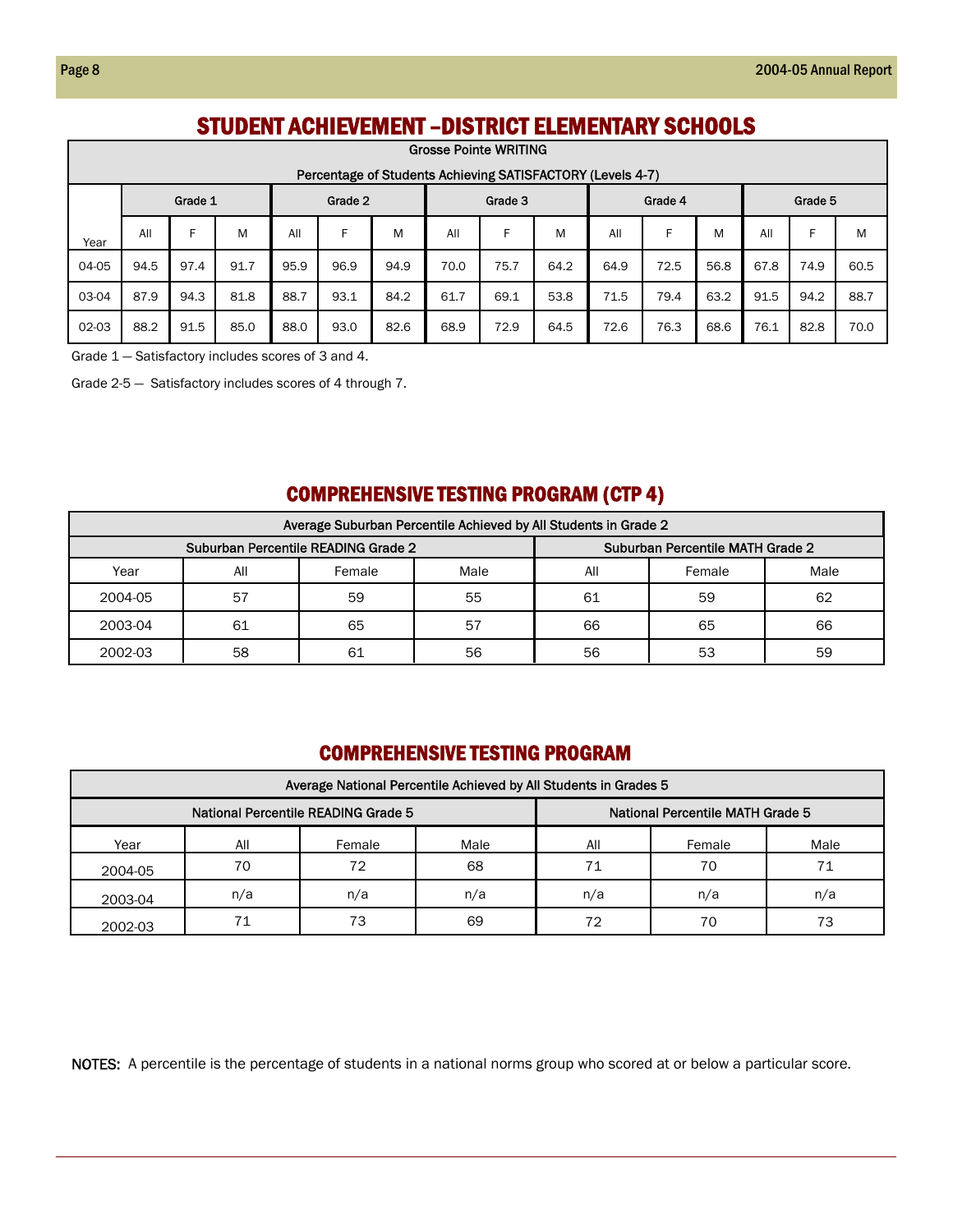# STUDENT ACHIEVEMENT –DISTRICT ELEMENTARY SCHOOLS

| Grosse Pointe WRITING<br>Percentage of Students Achieving SATISFACTORY (Levels 4-7) | | | | | | | | | | | | | | | |
|---|---|---|---|---|---|---|---|---|---|---|---|---|---|---|---|
| | Grade 1 | | | Grade 2 | | | Grade 3 | | | Grade 4 | | | Grade 5 | | |
| Year | All | F | M | All | F | M | All | F | M | All | F | M | All | F | M |
| 04-05 | 94.5 | 97.4 | 91.7 | 95.9 | 96.9 | 94.9 | 70.0 | 75.7 | 64.2 | 64.9 | 72.5 | 56.8 | 67.8 | 74.9 | 60.5 |
| 03-04 | 87.9 | 94.3 | 81.8 | 88.7 | 93.1 | 84.2 | 61.7 | 69.1 | 53.8 | 71.5 | 79.4 | 63.2 | 91.5 | 94.2 | 88.7 |
| 02-03 | 88.2 | 91.5 | 85.0 | 88.0 | 93.0 | 82.6 | 68.9 | 72.9 | 64.5 | 72.6 | 76.3 | 68.6 | 76.1 | 82.8 | 70.0 |

Grade 1 — Satisfactory includes scores of 3 and 4.

Grade 2-5 — Satisfactory includes scores of 4 through 7.

## COMPREHENSIVE TESTING PROGRAM (CTP 4)

| Average Suburban Percentile Achieved by All Students in Grade 2 | | | | | | |
|---|---|---|---|---|---|---|
| Suburban Percentile READING Grade 2 | | | | Suburban Percentile MATH Grade 2 | | |
| Year | All | Female | Male | All | Female | Male |
| 2004-05 | 57 | 59 | 55 | 61 | 59 | 62 |
| 2003-04 | 61 | 65 | 57 | 66 | 65 | 66 |
| 2002-03 | 58 | 61 | 56 | 56 | 53 | 59 |

## COMPREHENSIVE TESTING PROGRAM

| Average National Percentile Achieved by All Students in Grades 5 | | | | | | |
|---|---|---|---|---|---|---|
| National Percentile READING Grade 5 | | | | National Percentile MATH Grade 5 | | |
| Year | All | Female | Male | All | Female | Male |
| 2004-05 | 70 | 72 | 68 | 71 | 70 | 71 |
| 2003-04 | n/a | n/a | n/a | n/a | n/a | n/a |
| 2002-03 | 71 | 73 | 69 | 72 | 70 | 73 |

**NOTES:** A percentile is the percentage of students in a national norms group who scored at or below a particular score.